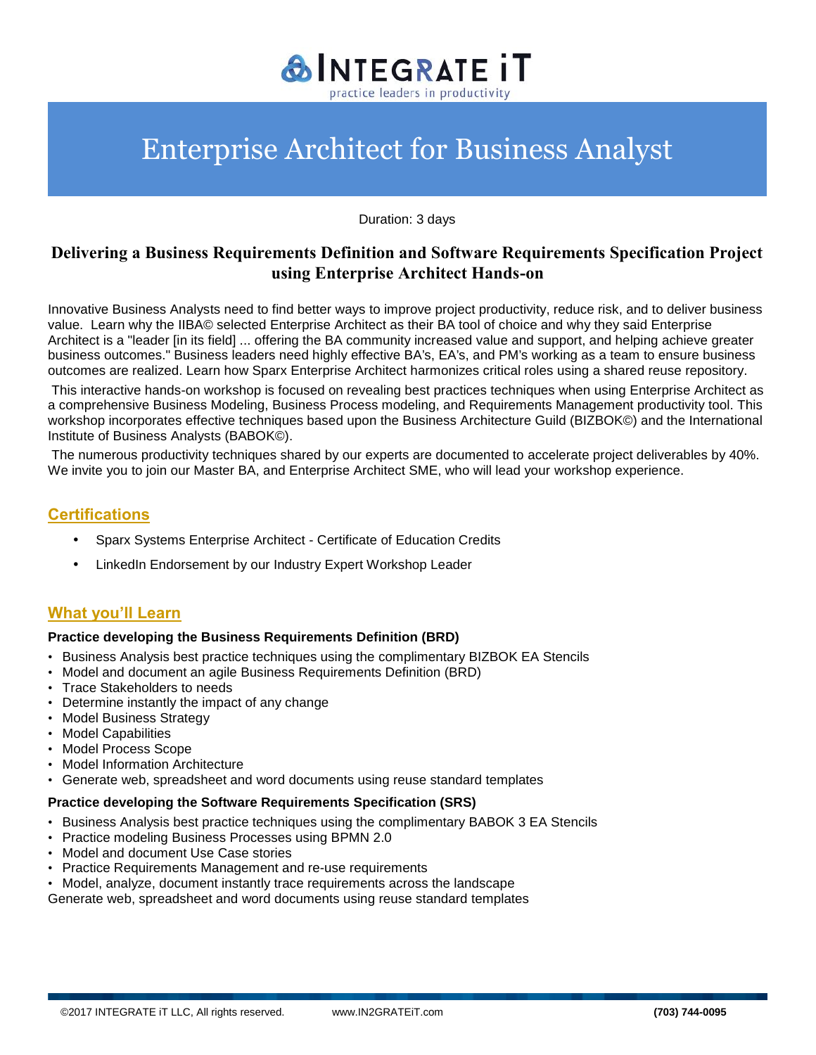# INTEGRATE iT

practice leaders in productivity

# Enterprise Architect for Business Analyst

Duration: 3 days

## Delivering a Business Requirements Definition and Software Requirements Specification Project using Enterprise Architect Hands-on

Innovative Business Analysts need to find better ways to improve project productivity, reduce risk, and to deliver business value. Learn why the IIBA© selected Enterprise Architect as their BA tool of choice and why they said Enterprise Architect is a "leader [in its field] ... offering the BA community increased value and support, and helping achieve greater business outcomes." Business leaders need highly effective BA's, EA's, and PM's working as a team to ensure business outcomes are realized. Learn how Sparx Enterprise Architect harmonizes critical roles using a shared reuse repository.

This interactive hands-on workshop is focused on revealing best practices techniques when using Enterprise Architect as a comprehensive Business Modeling, Business Process modeling, and Requirements Management productivity tool. This workshop incorporates effective techniques based upon the Business Architecture Guild (BIZBOK©) and the International Institute of Business Analysts (BABOK©).

The numerous productivity techniques shared by our experts are documented to accelerate project deliverables by 40%. We invite you to join our Master BA, and Enterprise Architect SME, who will lead your workshop experience.

## Certifications

- Sparx Systems Enterprise Architect - Certificate of Education Credits
- LinkedIn Endorsement by our Industry Expert Workshop Leader

## What you'll Learn

**Practice developing the Business Requirements Definition (BRD)**

- Business Analysis best practice techniques using the complimentary BIZBOK EA Stencils
- Model and document an agile Business Requirements Definition (BRD)
- Trace Stakeholders to needs
- Determine instantly the impact of any change
- Model Business Strategy
- Model Capabilities
- Model Process Scope
- Model Information Architecture
- Generate web, spreadsheet and word documents using reuse standard templates

**Practice developing the Software Requirements Specification (SRS)**

- Business Analysis best practice techniques using the complimentary BABOK 3 EA Stencils
- Practice modeling Business Processes using BPMN 2.0
- Model and document Use Case stories
- Practice Requirements Management and re-use requirements
- Model, analyze, document instantly trace requirements across the landscape

Generate web, spreadsheet and word documents using reuse standard templates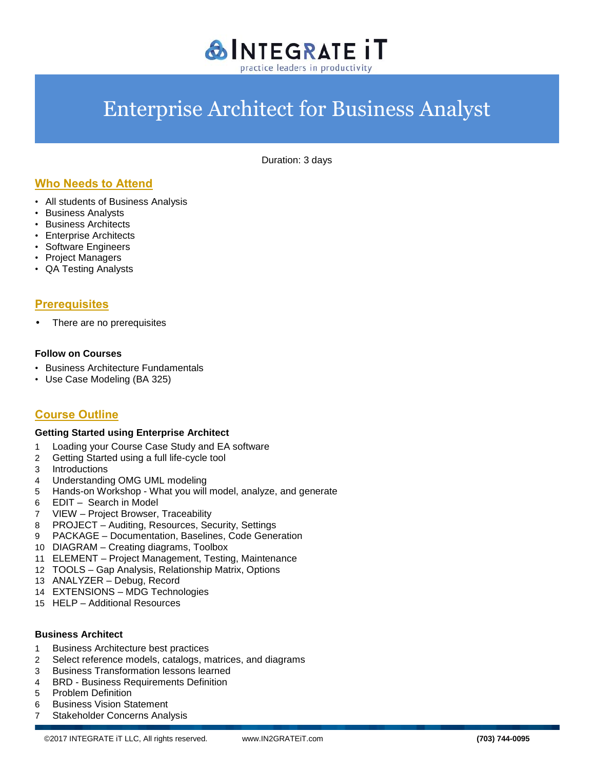# Enterprise Architect for Business Analyst

Duration: 3 days

## Who Needs to Attend

- All students of Business Analysis
- Business Analysts
- Business Architects
- Enterprise Architects
- Software Engineers
- Project Managers
- QA Testing Analysts

## Prerequisites

- There are no prerequisites

### Follow on Courses

- Business Architecture Fundamentals
- Use Case Modeling (BA 325)

## Course Outline

### Getting Started using Enterprise Architect

1. Loading your Course Case Study and EA software
2. Getting Started using a full life-cycle tool
3. Introductions
4. Understanding OMG UML modeling
5. Hands-on Workshop - What you will model, analyze, and generate
6. EDIT – Search in Model
7. VIEW – Project Browser, Traceability
8. PROJECT – Auditing, Resources, Security, Settings
9. PACKAGE – Documentation, Baselines, Code Generation
10. DIAGRAM – Creating diagrams, Toolbox
11. ELEMENT – Project Management, Testing, Maintenance
12. TOOLS – Gap Analysis, Relationship Matrix, Options
13. ANALYZER – Debug, Record
14. EXTENSIONS – MDG Technologies
15. HELP – Additional Resources

### Business Architect

1. Business Architecture best practices
2. Select reference models, catalogs, matrices, and diagrams
3. Business Transformation lessons learned
4. BRD - Business Requirements Definition
5. Problem Definition
6. Business Vision Statement
7. Stakeholder Concerns Analysis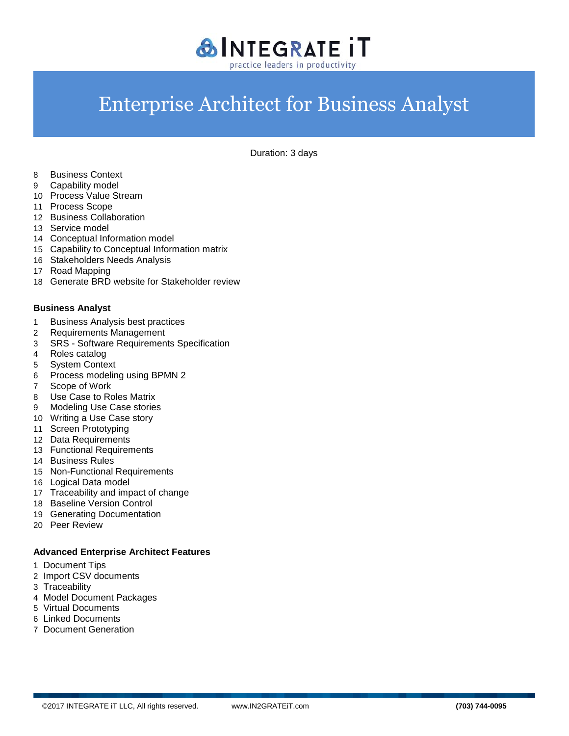# Enterprise Architect for Business Analyst

Duration: 3 days

8. Business Context
9. Capability model
10. Process Value Stream
11. Process Scope
12. Business Collaboration
13. Service model
14. Conceptual Information model
15. Capability to Conceptual Information matrix
16. Stakeholders Needs Analysis
17. Road Mapping
18. Generate BRD website for Stakeholder review

**Business Analyst**

1. Business Analysis best practices
2. Requirements Management
3. SRS - Software Requirements Specification
4. Roles catalog
5. System Context
6. Process modeling using BPMN 2
7. Scope of Work
8. Use Case to Roles Matrix
9. Modeling Use Case stories
10. Writing a Use Case story
11. Screen Prototyping
12. Data Requirements
13. Functional Requirements
14. Business Rules
15. Non-Functional Requirements
16. Logical Data model
17. Traceability and impact of change
18. Baseline Version Control
19. Generating Documentation
20. Peer Review

**Advanced Enterprise Architect Features**

1. Document Tips
2. Import CSV documents
3. Traceability
4. Model Document Packages
5. Virtual Documents
6. Linked Documents
7. Document Generation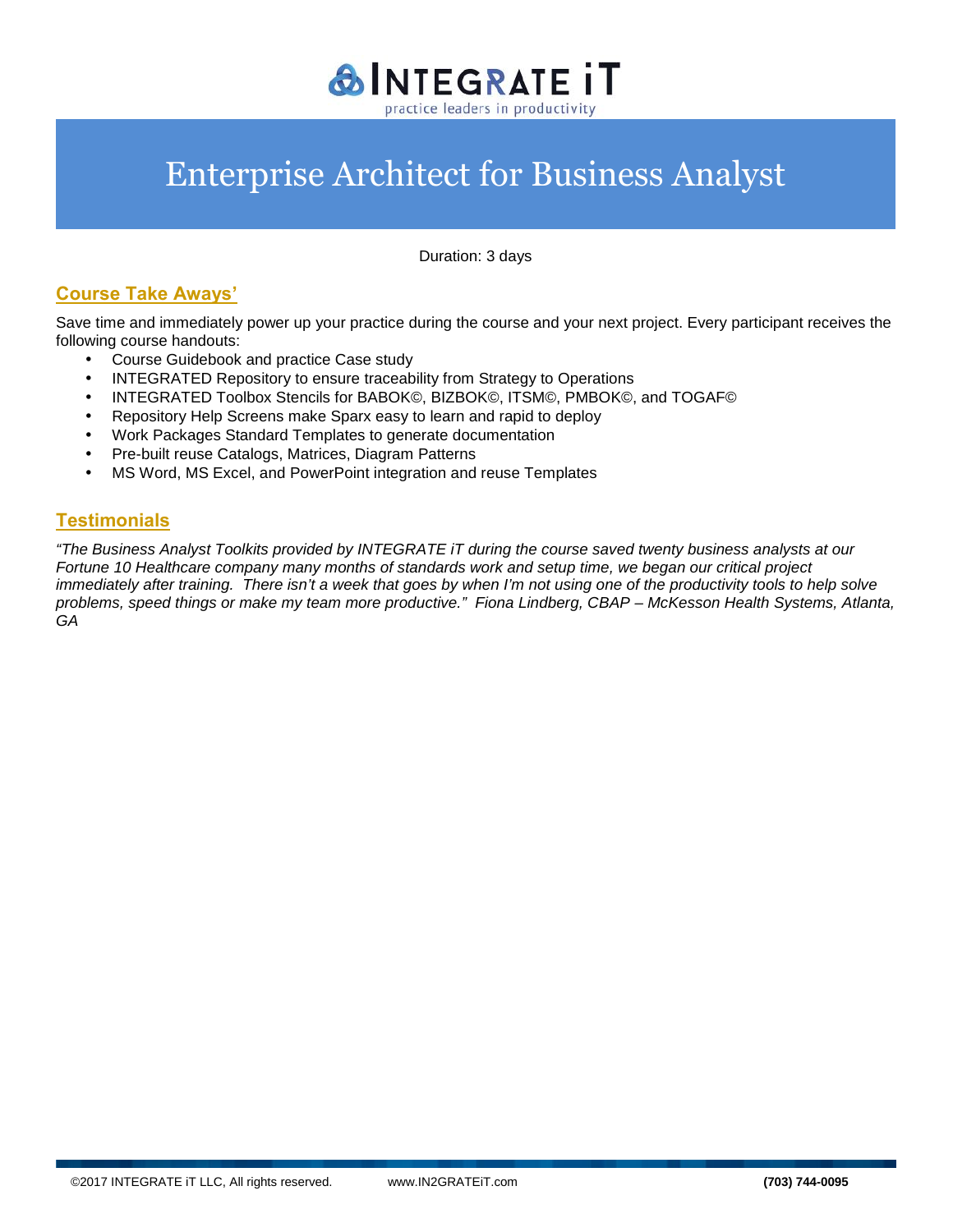# Enterprise Architect for Business Analyst

Duration: 3 days

## Course Take Aways'

Save time and immediately power up your practice during the course and your next project. Every participant receives the following course handouts:

- Course Guidebook and practice Case study
- INTEGRATED Repository to ensure traceability from Strategy to Operations
- INTEGRATED Toolbox Stencils for BABOK©, BIZBOK©, ITSM©, PMBOK©, and TOGAF©
- Repository Help Screens make Sparx easy to learn and rapid to deploy
- Work Packages Standard Templates to generate documentation
- Pre-built reuse Catalogs, Matrices, Diagram Patterns
- MS Word, MS Excel, and PowerPoint integration and reuse Templates

## Testimonials

*"The Business Analyst Toolkits provided by INTEGRATE iT during the course saved twenty business analysts at our Fortune 10 Healthcare company many months of standards work and setup time, we began our critical project immediately after training. There isn't a week that goes by when I'm not using one of the productivity tools to help solve problems, speed things or make my team more productive." Fiona Lindberg, CBAP – McKesson Health Systems, Atlanta, GA*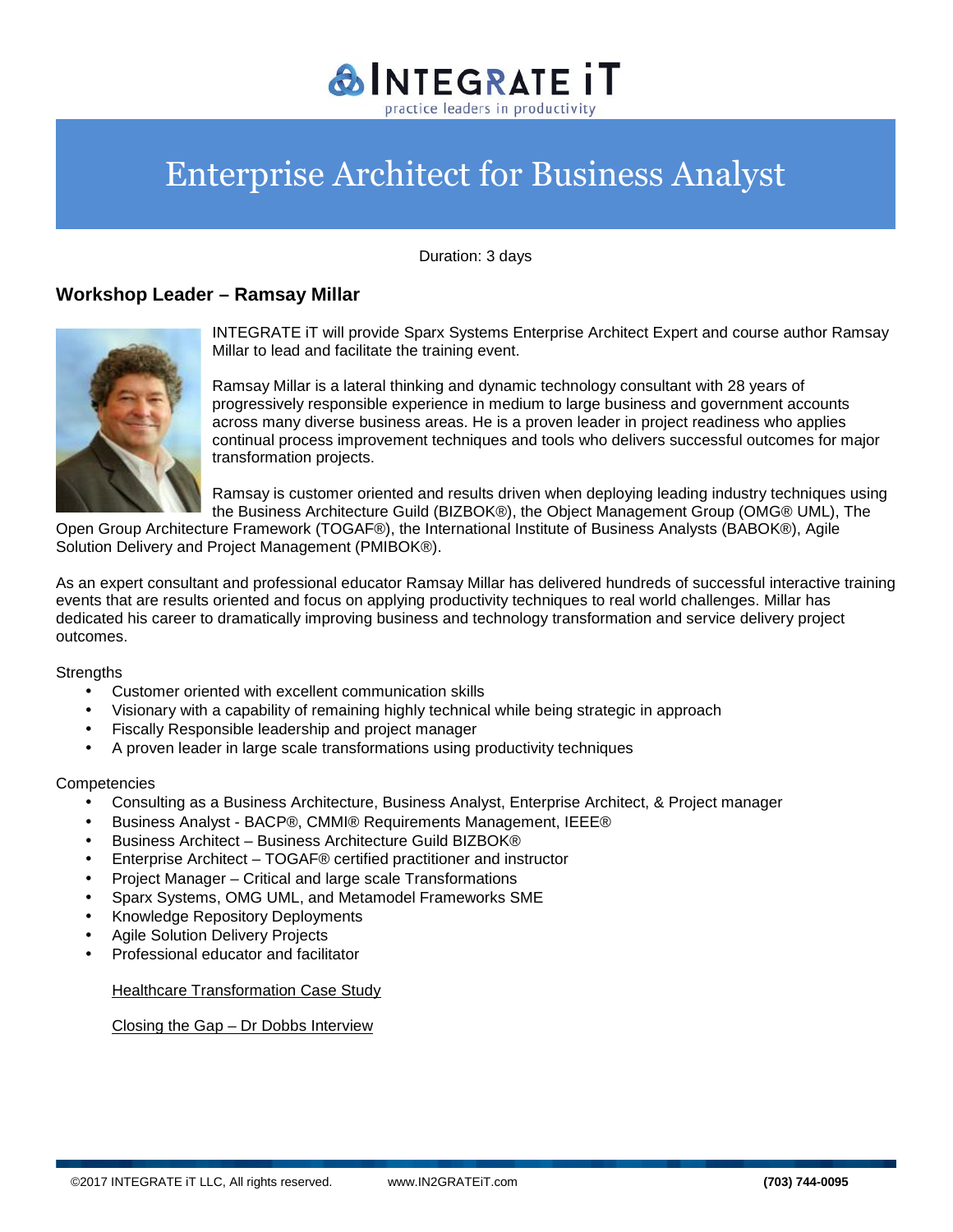# Enterprise Architect for Business Analyst

Duration: 3 days

## Workshop Leader – Ramsay Millar

INTEGRATE iT will provide Sparx Systems Enterprise Architect Expert and course author Ramsay Millar to lead and facilitate the training event.

Ramsay Millar is a lateral thinking and dynamic technology consultant with 28 years of progressively responsible experience in medium to large business and government accounts across many diverse business areas. He is a proven leader in project readiness who applies continual process improvement techniques and tools who delivers successful outcomes for major transformation projects.

Ramsay is customer oriented and results driven when deploying leading industry techniques using the Business Architecture Guild (BIZBOK®), the Object Management Group (OMG® UML), The Open Group Architecture Framework (TOGAF®), the International Institute of Business Analysts (BABOK®), Agile Solution Delivery and Project Management (PMIBOK®).

As an expert consultant and professional educator Ramsay Millar has delivered hundreds of successful interactive training events that are results oriented and focus on applying productivity techniques to real world challenges. Millar has dedicated his career to dramatically improving business and technology transformation and service delivery project outcomes.

Strengths

- Customer oriented with excellent communication skills
- Visionary with a capability of remaining highly technical while being strategic in approach
- Fiscally Responsible leadership and project manager
- A proven leader in large scale transformations using productivity techniques

Competencies

- Consulting as a Business Architecture, Business Analyst, Enterprise Architect, & Project manager
- Business Analyst - BACP®, CMMI® Requirements Management, IEEE®
- Business Architect – Business Architecture Guild BIZBOK®
- Enterprise Architect – TOGAF® certified practitioner and instructor
- Project Manager – Critical and large scale Transformations
- Sparx Systems, OMG UML, and Metamodel Frameworks SME
- Knowledge Repository Deployments
- Agile Solution Delivery Projects
- Professional educator and facilitator

Healthcare Transformation Case Study

Closing the Gap – Dr Dobbs Interview